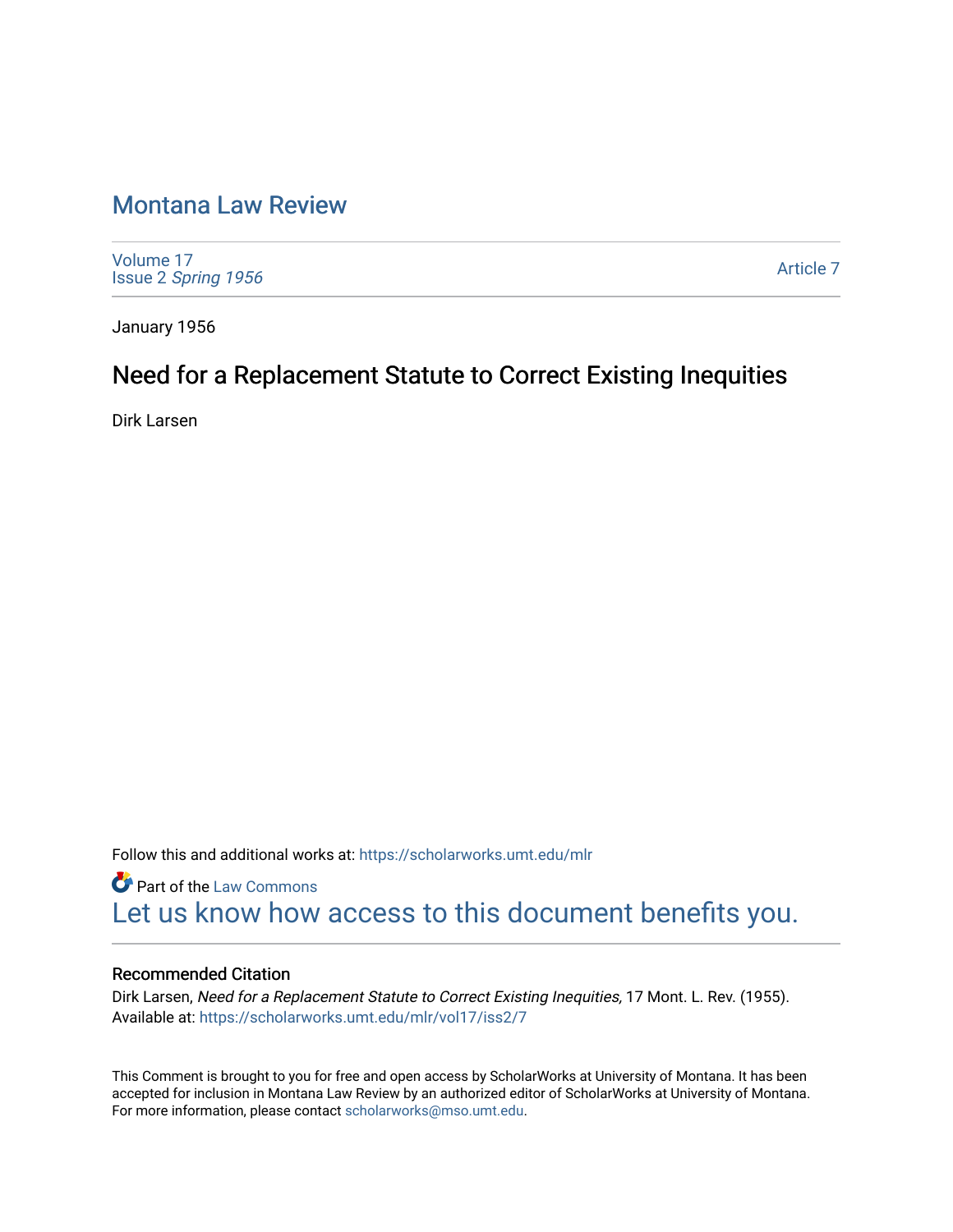# Montana Law Review

Volume 17
Issue 2 *Spring 1956*

Article 7

January 1956

## Need for a Replacement Statute to Correct Existing Inequities

Dirk Larsen

Follow this and additional works at: https://scholarworks.umt.edu/mlr

Part of the Law Commons

Let us know how access to this document benefits you.

### Recommended Citation

Dirk Larsen, *Need for a Replacement Statute to Correct Existing Inequities,* 17 Mont. L. Rev. (1955).
Available at: https://scholarworks.umt.edu/mlr/vol17/iss2/7

This Comment is brought to you for free and open access by ScholarWorks at University of Montana. It has been accepted for inclusion in Montana Law Review by an authorized editor of ScholarWorks at University of Montana. For more information, please contact scholarworks@mso.umt.edu.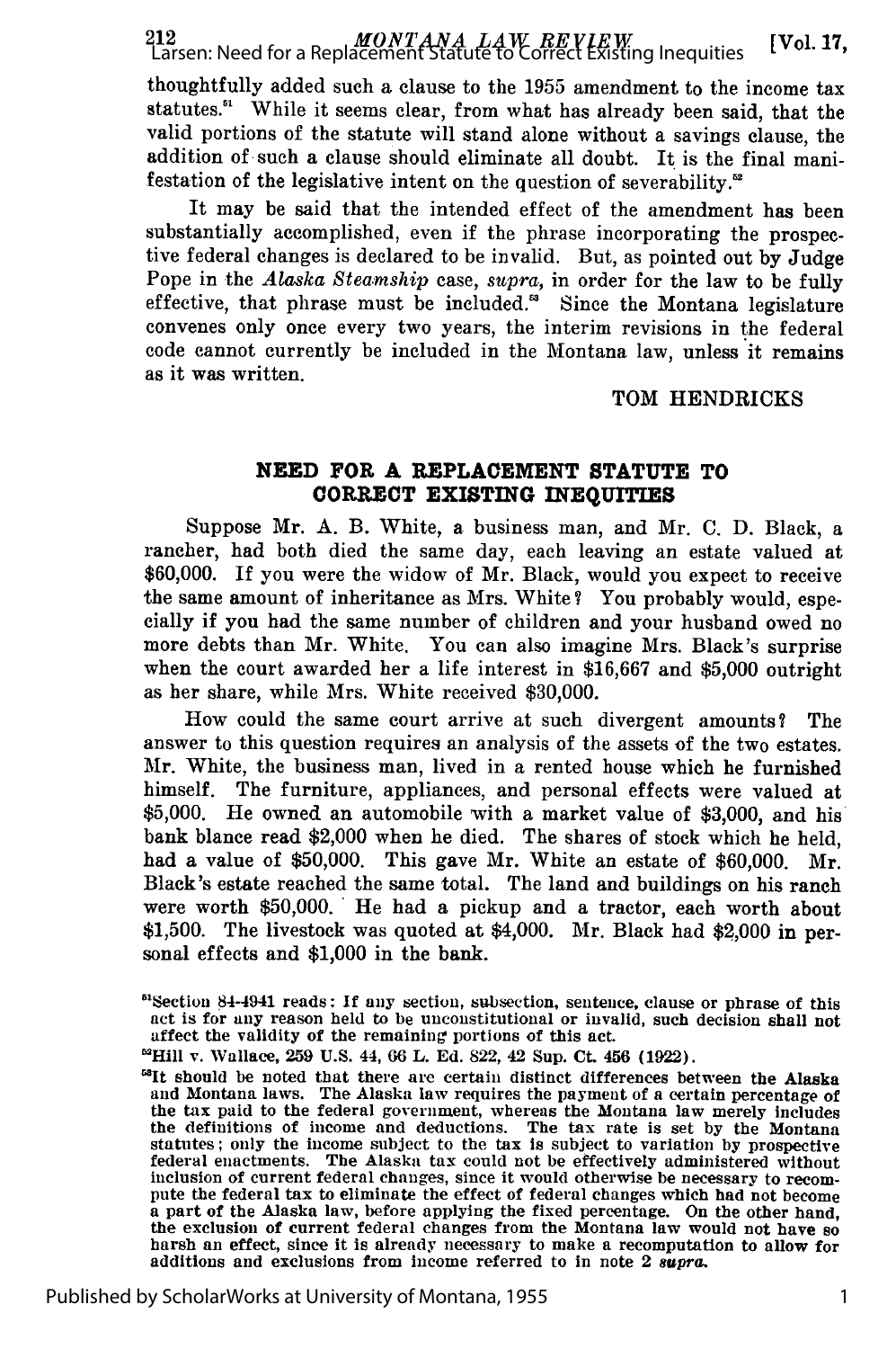thoughtfully added such a clause to the 1955 amendment to the income tax statutes.[51] While it seems clear, from what has already been said, that the valid portions of the statute will stand alone without a savings clause, the addition of such a clause should eliminate all doubt. It is the final manifestation of the legislative intent on the question of severability.[52]

It may be said that the intended effect of the amendment has been substantially accomplished, even if the phrase incorporating the prospective federal changes is declared to be invalid. But, as pointed out by Judge Pope in the *Alaska Steamship* case, *supra*, in order for the law to be fully effective, that phrase must be included.[53] Since the Montana legislature convenes only once every two years, the interim revisions in the federal code cannot currently be included in the Montana law, unless it remains as it was written.

TOM HENDRICKS

## NEED FOR A REPLACEMENT STATUTE TO CORRECT EXISTING INEQUITIES

Suppose Mr. A. B. White, a business man, and Mr. C. D. Black, a rancher, had both died the same day, each leaving an estate valued at $60,000. If you were the widow of Mr. Black, would you expect to receive the same amount of inheritance as Mrs. White? You probably would, especially if you had the same number of children and your husband owed no more debts than Mr. White. You can also imagine Mrs. Black's surprise when the court awarded her a life interest in $16,667 and $5,000 outright as her share, while Mrs. White received $30,000.

How could the same court arrive at such divergent amounts? The answer to this question requires an analysis of the assets of the two estates. Mr. White, the business man, lived in a rented house which he furnished himself. The furniture, appliances, and personal effects were valued at $5,000. He owned an automobile with a market value of $3,000, and his bank blance read $2,000 when he died. The shares of stock which he held, had a value of $50,000. This gave Mr. White an estate of $60,000. Mr. Black's estate reached the same total. The land and buildings on his ranch were worth $50,000. He had a pickup and a tractor, each worth about $1,500. The livestock was quoted at $4,000. Mr. Black had $2,000 in personal effects and $1,000 in the bank.

---

[51] Section 84-4941 reads: If any section, subsection, sentence, clause or phrase of this act is for any reason held to be unconstitutional or invalid, such decision shall not affect the validity of the remaining portions of this act.

[52] Hill v. Wallace, 259 U.S. 44, 66 L. Ed. 822, 42 Sup. Ct. 456 (1922).

[53] It should be noted that there are certain distinct differences between the Alaska and Montana laws. The Alaska law requires the payment of a certain percentage of the tax paid to the federal government, whereas the Montana law merely includes the definitions of income and deductions. The tax rate is set by the Montana statutes; only the income subject to the tax is subject to variation by prospective federal enactments. The Alaska tax could not be effectively administered without inclusion of current federal changes, since it would otherwise be necessary to recompute the federal tax to eliminate the effect of federal changes which had not become a part of the Alaska law, before applying the fixed percentage. On the other hand, the exclusion of current federal changes from the Montana law would not have so harsh an effect, since it is already necessary to make a recomputation to allow for additions and exclusions from income referred to in note 2 *supra*.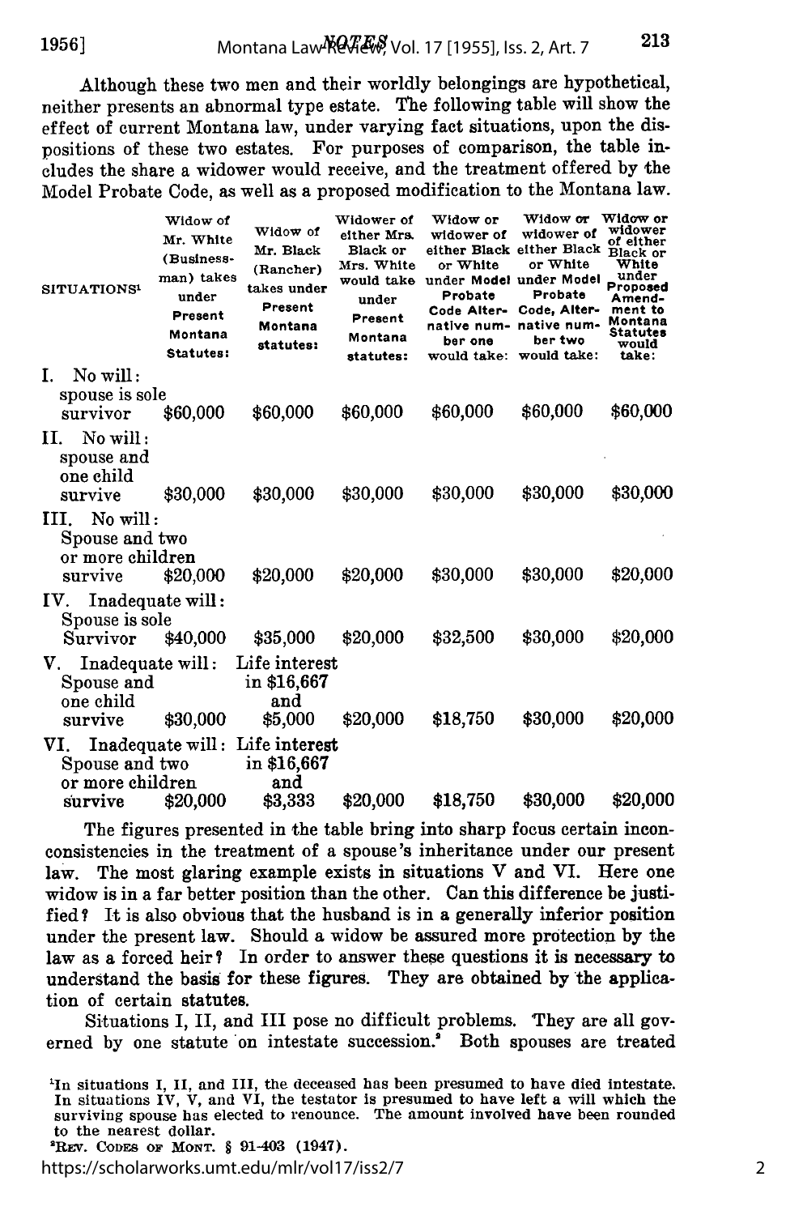Although these two men and their worldly belongings are hypothetical, neither presents an abnormal type estate. The following table will show the effect of current Montana law, under varying fact situations, upon the dispositions of these two estates. For purposes of comparison, the table includes the share a widower would receive, and the treatment offered by the Model Probate Code, as well as a proposed modification to the Montana law.

| SITUATIONS[1] | Widow of Mr. White (Businessman) takes under Present Montana Statutes: | Widow of Mr. Black (Rancher) takes under Present Montana statutes: | Widower of either Mrs. Black or Mrs. White would take under Present Montana statutes: | Widow or widower of either Black or White under Model Probate Code Alternative number one would take: | Widow or widower of either Black or White under Model Probate Code, Alternative number two would take: | Widow or widower of either Black or White under Proposed Amendment to Montana Statutes would take: |
|---|---|---|---|---|---|---|
| I. No will: spouse is sole survivor | $60,000 | $60,000 | $60,000 | $60,000 | $60,000 | $60,000 |
| II. No will: spouse and one child survive | $30,000 | $30,000 | $30,000 | $30,000 | $30,000 | $30,000 |
| III. No will: Spouse and two or more children survive | $20,000 | $20,000 | $20,000 | $30,000 | $30,000 | $20,000 |
| IV. Inadequate will: Spouse is sole Survivor | $40,000 | $35,000 | $20,000 | $32,500 | $30,000 | $20,000 |
| V. Inadequate will: Spouse and one child survive | $30,000 | Life interest in $16,667 and $5,000 | $20,000 | $18,750 | $30,000 | $20,000 |
| VI. Inadequate will: Spouse and two or more children survive | $20,000 | Life interest in $16,667 and $3,333 | $20,000 | $18,750 | $30,000 | $20,000 |

The figures presented in the table bring into sharp focus certain inconconsistencies in the treatment of a spouse's inheritance under our present law. The most glaring example exists in situations V and VI. Here one widow is in a far better position than the other. Can this difference be justified? It is also obvious that the husband is in a generally inferior position under the present law. Should a widow be assured more protection by the law as a forced heir? In order to answer these questions it is necessary to understand the basis for these figures. They are obtained by the application of certain statutes.

Situations I, II, and III pose no difficult problems. They are all governed by one statute on intestate succession.[2] Both spouses are treated

---

[1]In situations I, II, and III, the deceased has been presumed to have died intestate. In situations IV, V, and VI, the testator is presumed to have left a will which the surviving spouse has elected to renounce. The amount involved have been rounded to the nearest dollar.

[2]REV. CODES OF MONT. § 91-403 (1947).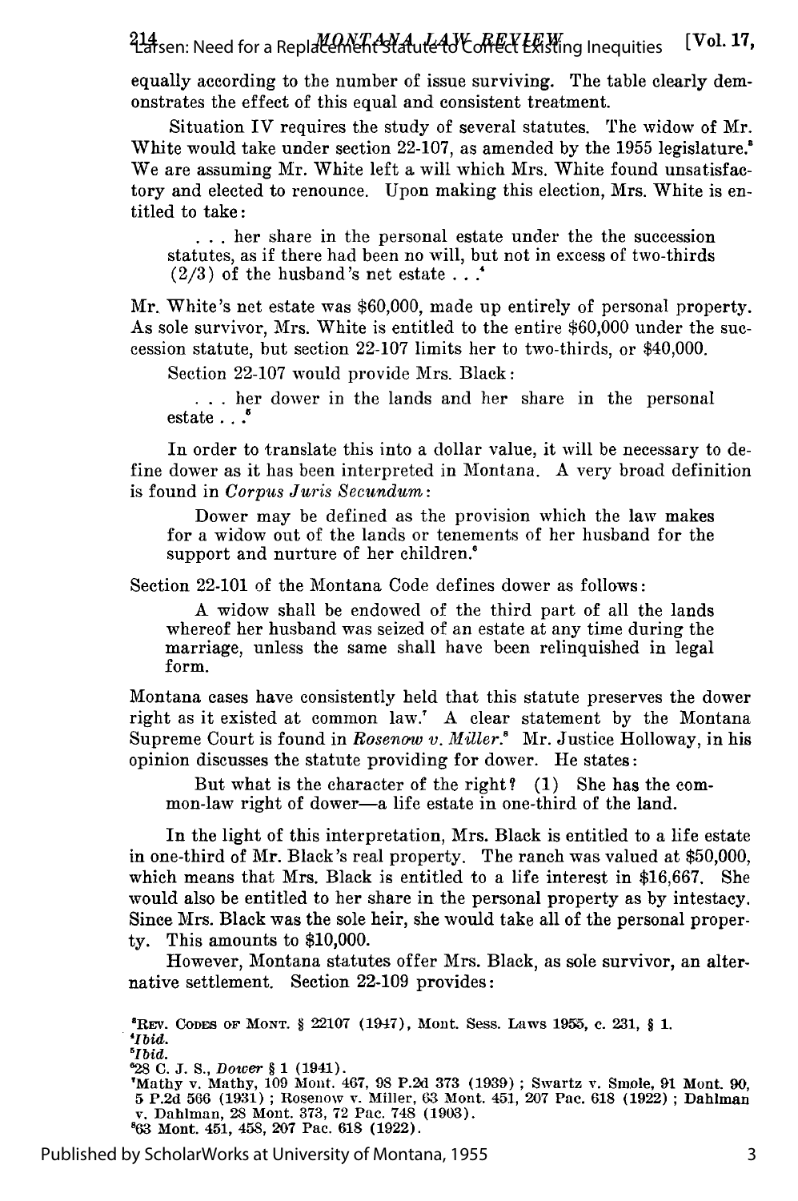equally according to the number of issue surviving. The table clearly demonstrates the effect of this equal and consistent treatment.

Situation IV requires the study of several statutes. The widow of Mr. White would take under section 22-107, as amended by the 1955 legislature.[3] We are assuming Mr. White left a will which Mrs. White found unsatisfactory and elected to renounce. Upon making this election, Mrs. White is entitled to take:

> . . . her share in the personal estate under the the succession statutes, as if there had been no will, but not in excess of two-thirds (2/3) of the husband's net estate . . .[4]

Mr. White's net estate was $60,000, made up entirely of personal property. As sole survivor, Mrs. White is entitled to the entire $60,000 under the succession statute, but section 22-107 limits her to two-thirds, or $40,000.

Section 22-107 would provide Mrs. Black:

> . . . her dower in the lands and her share in the personal estate . . .[5]

In order to translate this into a dollar value, it will be necessary to define dower as it has been interpreted in Montana. A very broad definition is found in *Corpus Juris Secundum*:

> Dower may be defined as the provision which the law makes for a widow out of the lands or tenements of her husband for the support and nurture of her children.[6]

Section 22-101 of the Montana Code defines dower as follows:

> A widow shall be endowed of the third part of all the lands whereof her husband was seized of an estate at any time during the marriage, unless the same shall have been relinquished in legal form.

Montana cases have consistently held that this statute preserves the dower right as it existed at common law.[7] A clear statement by the Montana Supreme Court is found in *Rosenow v. Miller*.[8] Mr. Justice Holloway, in his opinion discusses the statute providing for dower. He states:

> But what is the character of the right? (1) She has the common-law right of dower—a life estate in one-third of the land.

In the light of this interpretation, Mrs. Black is entitled to a life estate in one-third of Mr. Black's real property. The ranch was valued at $50,000, which means that Mrs. Black is entitled to a life interest in $16,667. She would also be entitled to her share in the personal property as by intestacy. Since Mrs. Black was the sole heir, she would take all of the personal property. This amounts to $10,000.

However, Montana statutes offer Mrs. Black, as sole survivor, an alternative settlement. Section 22-109 provides:

---

[3] REV. CODES OF MONT. § 22107 (1947), Mont. Sess. Laws 1955, c. 231, § 1.
[4] *Ibid.*
[5] *Ibid.*
[6] 28 C. J. S., *Dower* § 1 (1941).
[7] Mathy v. Mathy, 109 Mont. 467, 98 P.2d 373 (1939); Swartz v. Smole, 91 Mont. 90, 5 P.2d 566 (1931); Rosenow v. Miller, 63 Mont. 451, 207 Pac. 618 (1922); Dahlman v. Dahlman, 28 Mont. 373, 72 Pac. 748 (1903).
[8] 63 Mont. 451, 458, 207 Pac. 618 (1922).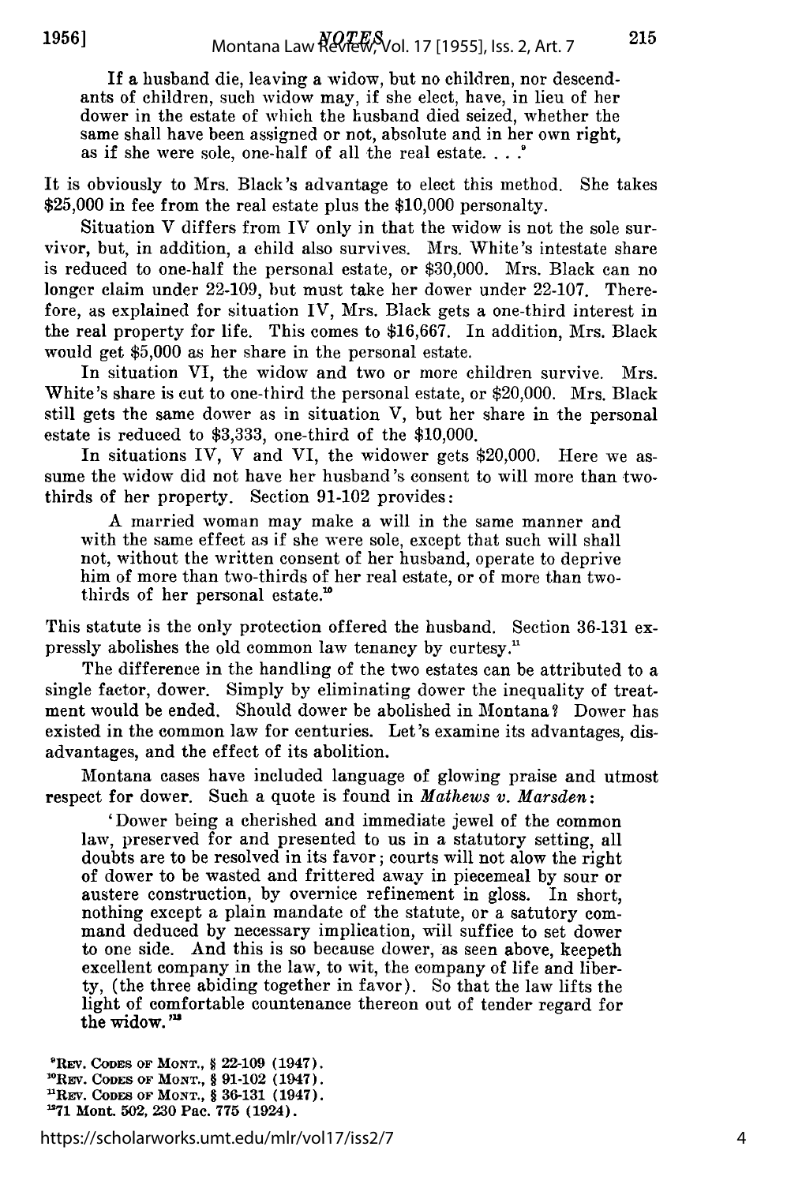If a husband die, leaving a widow, but no children, nor descendants of children, such widow may, if she elect, have, in lieu of her dower in the estate of which the husband died seized, whether the same shall have been assigned or not, absolute and in her own right, as if she were sole, one-half of all the real estate. . . .[9]

It is obviously to Mrs. Black's advantage to elect this method. She takes $25,000 in fee from the real estate plus the $10,000 personalty.

Situation V differs from IV only in that the widow is not the sole survivor, but, in addition, a child also survives. Mrs. White's intestate share is reduced to one-half the personal estate, or $30,000. Mrs. Black can no longer claim under 22-109, but must take her dower under 22-107. Therefore, as explained for situation IV, Mrs. Black gets a one-third interest in the real property for life. This comes to $16,667. In addition, Mrs. Black would get $5,000 as her share in the personal estate.

In situation VI, the widow and two or more children survive. Mrs. White's share is cut to one-third the personal estate, or $20,000. Mrs. Black still gets the same dower as in situation V, but her share in the personal estate is reduced to $3,333, one-third of the $10,000.

In situations IV, V and VI, the widower gets $20,000. Here we assume the widow did not have her husband's consent to will more than two-thirds of her property. Section 91-102 provides:

A married woman may make a will in the same manner and with the same effect as if she were sole, except that such will shall not, without the written consent of her husband, operate to deprive him of more than two-thirds of her real estate, or of more than two-thirds of her personal estate.[10]

This statute is the only protection offered the husband. Section 36-131 expressly abolishes the old common law tenancy by curtesy.[11]

The difference in the handling of the two estates can be attributed to a single factor, dower. Simply by eliminating dower the inequality of treatment would be ended. Should dower be abolished in Montana? Dower has existed in the common law for centuries. Let's examine its advantages, disadvantages, and the effect of its abolition.

Montana cases have included language of glowing praise and utmost respect for dower. Such a quote is found in *Mathews v. Marsden*:

'Dower being a cherished and immediate jewel of the common law, preserved for and presented to us in a statutory setting, all doubts are to be resolved in its favor; courts will not alow the right of dower to be wasted and frittered away in piecemeal by sour or austere construction, by overnice refinement in gloss. In short, nothing except a plain mandate of the statute, or a satutory command deduced by necessary implication, will suffice to set dower to one side. And this is so because dower, as seen above, keepeth excellent company in the law, to wit, the company of life and liberty, (the three abiding together in favor). So that the law lifts the light of comfortable countenance thereon out of tender regard for the widow.'[12]

[9] REV. CODES OF MONT., § 22-109 (1947).
[10] REV. CODES OF MONT., § 91-102 (1947).
[11] REV. CODES OF MONT., § 36-131 (1947).
[12] 71 Mont. 502, 230 Pac. 775 (1924).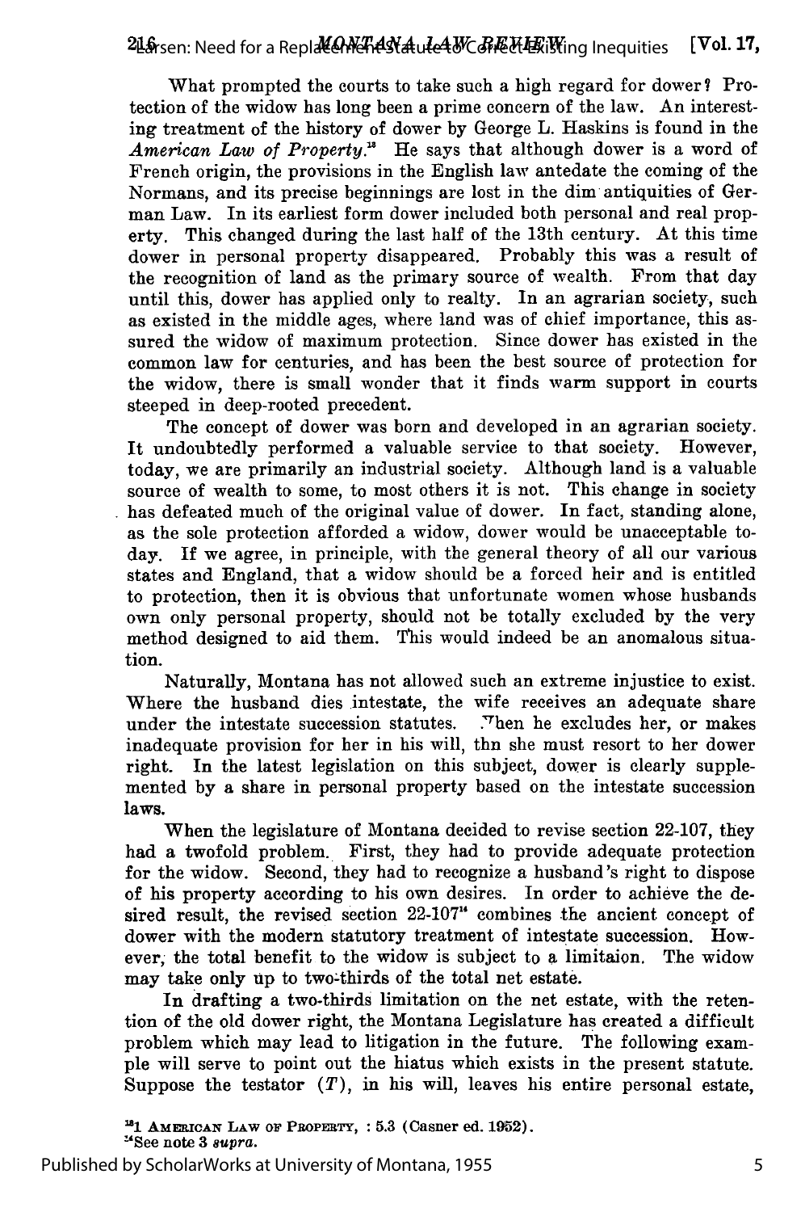What prompted the courts to take such a high regard for dower? Protection of the widow has long been a prime concern of the law. An interesting treatment of the history of dower by George L. Haskins is found in the *American Law of Property*.[13] He says that although dower is a word of French origin, the provisions in the English law antedate the coming of the Normans, and its precise beginnings are lost in the dim antiquities of German Law. In its earliest form dower included both personal and real property. This changed during the last half of the 13th century. At this time dower in personal property disappeared. Probably this was a result of the recognition of land as the primary source of wealth. From that day until this, dower has applied only to realty. In an agrarian society, such as existed in the middle ages, where land was of chief importance, this assured the widow of maximum protection. Since dower has existed in the common law for centuries, and has been the best source of protection for the widow, there is small wonder that it finds warm support in courts steeped in deep-rooted precedent.

The concept of dower was born and developed in an agrarian society. It undoubtedly performed a valuable service to that society. However, today, we are primarily an industrial society. Although land is a valuable source of wealth to some, to most others it is not. This change in society has defeated much of the original value of dower. In fact, standing alone, as the sole protection afforded a widow, dower would be unacceptable today. If we agree, in principle, with the general theory of all our various states and England, that a widow should be a forced heir and is entitled to protection, then it is obvious that unfortunate women whose husbands own only personal property, should not be totally excluded by the very method designed to aid them. This would indeed be an anomalous situation.

Naturally, Montana has not allowed such an extreme injustice to exist. Where the husband dies intestate, the wife receives an adequate share under the intestate succession statutes. When he excludes her, or makes inadequate provision for her in his will, thn she must resort to her dower right. In the latest legislation on this subject, dower is clearly supplemented by a share in personal property based on the intestate succession laws.

When the legislature of Montana decided to revise section 22-107, they had a twofold problem. First, they had to provide adequate protection for the widow. Second, they had to recognize a husband's right to dispose of his property according to his own desires. In order to achieve the desired result, the revised section 22-107[14] combines the ancient concept of dower with the modern statutory treatment of intestate succession. However, the total benefit to the widow is subject to a limitaion. The widow may take only up to two-thirds of the total net estate.

In drafting a two-thirds limitation on the net estate, with the retention of the old dower right, the Montana Legislature has created a difficult problem which may lead to litigation in the future. The following example will serve to point out the hiatus which exists in the present statute. Suppose the testator ($T$), in his will, leaves his entire personal estate,

[13]1 AMERICAN LAW OF PROPERTY, : 5.3 (Casner ed. 1952).
[14]See note 3 *supra*.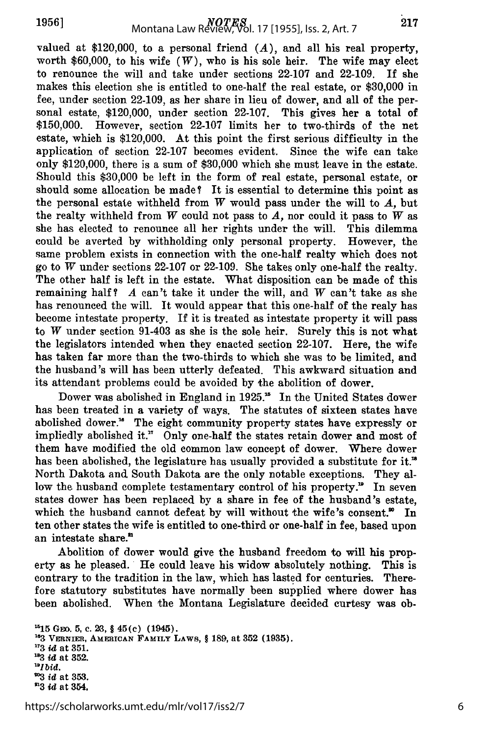valued at $120,000, to a personal friend (*A*), and all his real property, worth $60,000, to his wife (*W*), who is his sole heir. The wife may elect to renounce the will and take under sections 22-107 and 22-109. If she makes this election she is entitled to one-half the real estate, or $30,000 in fee, under section 22-109, as her share in lieu of dower, and all of the personal estate, $120,000, under section 22-107. This gives her a total of $150,000. However, section 22-107 limits her to two-thirds of the net estate, which is $120,000. At this point the first serious difficulty in the application of section 22-107 becomes evident. Since the wife can take only $120,000, there is a sum of $30,000 which she must leave in the estate. Should this $30,000 be left in the form of real estate, personal estate, or should some allocation be made? It is essential to determine this point as the personal estate withheld from *W* would pass under the will to *A*, but the realty withheld from *W* could not pass to *A*, nor could it pass to *W* as she has elected to renounce all her rights under the will. This dilemma could be averted by withholding only personal property. However, the same problem exists in connection with the one-half realty which does not go to *W* under sections 22-107 or 22-109. She takes only one-half the realty. The other half is left in the estate. What disposition can be made of this remaining half? *A* can't take it under the will, and *W* can't take as she has renounced the will. It would appear that this one-half of the realy has become intestate property. If it is treated as intestate property it will pass to *W* under section 91-403 as she is the sole heir. Surely this is not what the legislators intended when they enacted section 22-107. Here, the wife has taken far more than the two-thirds to which she was to be limited, and the husband's will has been utterly defeated. This awkward situation and its attendant problems could be avoided by the abolition of dower.

Dower was abolished in England in 1925.[15] In the United States dower has been treated in a variety of ways. The statutes of sixteen states have abolished dower.[16] The eight community property states have expressly or impliedly abolished it.[17] Only one-half the states retain dower and most of them have modified the old common law concept of dower. Where dower has been abolished, the legislature has usually provided a substitute for it.[18] North Dakota and South Dakota are the only notable exceptions. They allow the husband complete testamentary control of his property.[19] In seven states dower has been replaced by a share in fee of the husband's estate, which the husband cannot defeat by will without the wife's consent.[20] In ten other states the wife is entitled to one-third or one-half in fee, based upon an intestate share.[21]

Abolition of dower would give the husband freedom to will his property as he pleased. He could leave his widow absolutely nothing. This is contrary to the tradition in the law, which has lasted for centuries. Therefore statutory substitutes have normally been supplied where dower has been abolished. When the Montana Legislature decided curtesy was ob-

[15] 15 GEO. 5, c. 23, § 45(c) (1945).
[16] 3 VERNIER, AMERICAN FAMILY LAWS, § 189, at 352 (1935).
[17] 3 *id* at 351.
[18] 3 *id* at 352.
[19] *Ibid.*
[20] 3 *id* at 353.
[21] 3 *id* at 354.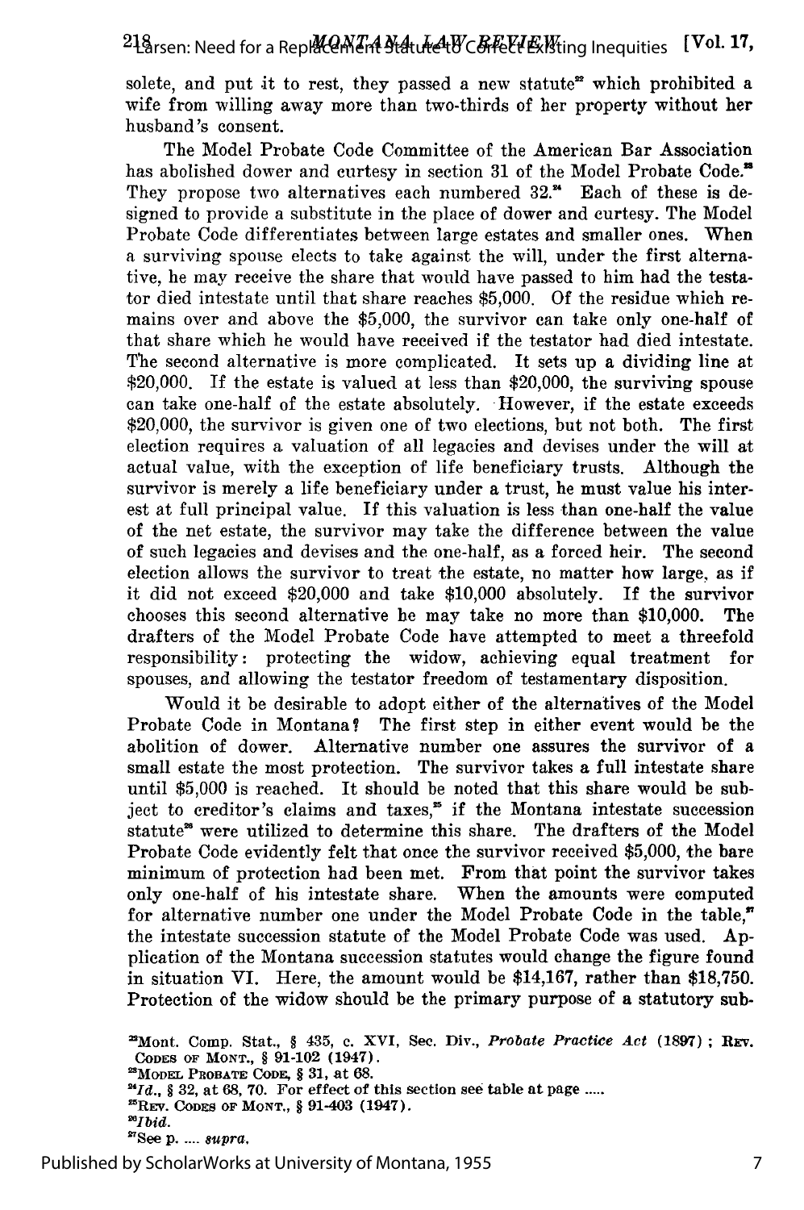solete, and put it to rest, they passed a new statute[22] which prohibited a wife from willing away more than two-thirds of her property without her husband's consent.

The Model Probate Code Committee of the American Bar Association has abolished dower and curtesy in section 31 of the Model Probate Code.[23] They propose two alternatives each numbered 32.[24] Each of these is designed to provide a substitute in the place of dower and curtesy. The Model Probate Code differentiates between large estates and smaller ones. When a surviving spouse elects to take against the will, under the first alternative, he may receive the share that would have passed to him had the testator died intestate until that share reaches $5,000. Of the residue which remains over and above the $5,000, the survivor can take only one-half of that share which he would have received if the testator had died intestate. The second alternative is more complicated. It sets up a dividing line at $20,000. If the estate is valued at less than $20,000, the surviving spouse can take one-half of the estate absolutely. However, if the estate exceeds $20,000, the survivor is given one of two elections, but not both. The first election requires a valuation of all legacies and devises under the will at actual value, with the exception of life beneficiary trusts. Although the survivor is merely a life beneficiary under a trust, he must value his interest at full principal value. If this valuation is less than one-half the value of the net estate, the survivor may take the difference between the value of such legacies and devises and the one-half, as a forced heir. The second election allows the survivor to treat the estate, no matter how large, as if it did not exceed $20,000 and take $10,000 absolutely. If the survivor chooses this second alternative he may take no more than $10,000. The drafters of the Model Probate Code have attempted to meet a threefold responsibility: protecting the widow, achieving equal treatment for spouses, and allowing the testator freedom of testamentary disposition.

Would it be desirable to adopt either of the alternatives of the Model Probate Code in Montana? The first step in either event would be the abolition of dower. Alternative number one assures the survivor of a small estate the most protection. The survivor takes a full intestate share until $5,000 is reached. It should be noted that this share would be subject to creditor's claims and taxes,[25] if the Montana intestate succession statute[26] were utilized to determine this share. The drafters of the Model Probate Code evidently felt that once the survivor received $5,000, the bare minimum of protection had been met. From that point the survivor takes only one-half of his intestate share. When the amounts were computed for alternative number one under the Model Probate Code in the table,[27] the intestate succession statute of the Model Probate Code was used. Application of the Montana succession statutes would change the figure found in situation VI. Here, the amount would be $14,167, rather than $18,750. Protection of the widow should be the primary purpose of a statutory sub-

[22]Mont. Comp. Stat., § 435, c. XVI, Sec. Div., *Probate Practice Act* (1897); REV. CODES OF MONT., § 91-102 (1947).

[23]MODEL PROBATE CODE, § 31, at 68.

[24]*Id.*, § 32, at 68, 70. For effect of this section see table at page .....

[25]REV. CODES OF MONT., § 91-403 (1947).

[26]*Ibid.*

[27]See p. .... *supra*.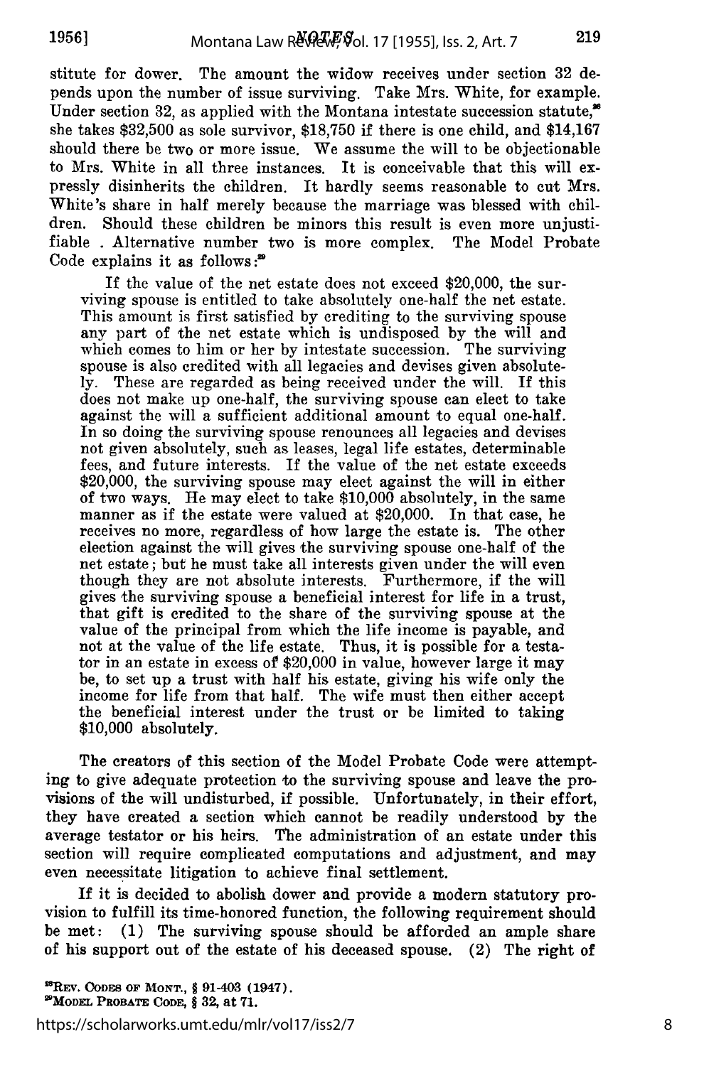stitute for dower. The amount the widow receives under section 32 depends upon the number of issue surviving. Take Mrs. White, for example. Under section 32, as applied with the Montana intestate succession statute,[28] she takes $32,500 as sole survivor, $18,750 if there is one child, and $14,167 should there be two or more issue. We assume the will to be objectionable to Mrs. White in all three instances. It is conceivable that this will expressly disinherits the children. It hardly seems reasonable to cut Mrs. White's share in half merely because the marriage was blessed with children. Should these children be minors this result is even more unjustifiable . Alternative number two is more complex. The Model Probate Code explains it as follows:[29]

> If the value of the net estate does not exceed $20,000, the surviving spouse is entitled to take absolutely one-half the net estate. This amount is first satisfied by crediting to the surviving spouse any part of the net estate which is undisposed by the will and which comes to him or her by intestate succession. The surviving spouse is also credited with all legacies and devises given absolutely. These are regarded as being received under the will. If this does not make up one-half, the surviving spouse can elect to take against the will a sufficient additional amount to equal one-half. In so doing the surviving spouse renounces all legacies and devises not given absolutely, such as leases, legal life estates, determinable fees, and future interests. If the value of the net estate exceeds $20,000, the surviving spouse may elect against the will in either of two ways. He may elect to take $10,000 absolutely, in the same manner as if the estate were valued at $20,000. In that case, he receives no more, regardless of how large the estate is. The other election against the will gives the surviving spouse one-half of the net estate; but he must take all interests given under the will even though they are not absolute interests. Furthermore, if the will gives the surviving spouse a beneficial interest for life in a trust, that gift is credited to the share of the surviving spouse at the value of the principal from which the life income is payable, and not at the value of the life estate. Thus, it is possible for a testator in an estate in excess of $20,000 in value, however large it may be, to set up a trust with half his estate, giving his wife only the income for life from that half. The wife must then either accept the beneficial interest under the trust or be limited to taking $10,000 absolutely.

The creators of this section of the Model Probate Code were attempting to give adequate protection to the surviving spouse and leave the provisions of the will undisturbed, if possible. Unfortunately, in their effort, they have created a section which cannot be readily understood by the average testator or his heirs. The administration of an estate under this section will require complicated computations and adjustment, and may even necessitate litigation to achieve final settlement.

If it is decided to abolish dower and provide a modern statutory provision to fulfill its time-honored function, the following requirement should be met: (1) The surviving spouse should be afforded an ample share of his support out of the estate of his deceased spouse. (2) The right of

[28]REV. CODES OF MONT., § 91-403 (1947).
[29]MODEL PROBATE CODE, § 32, at 71.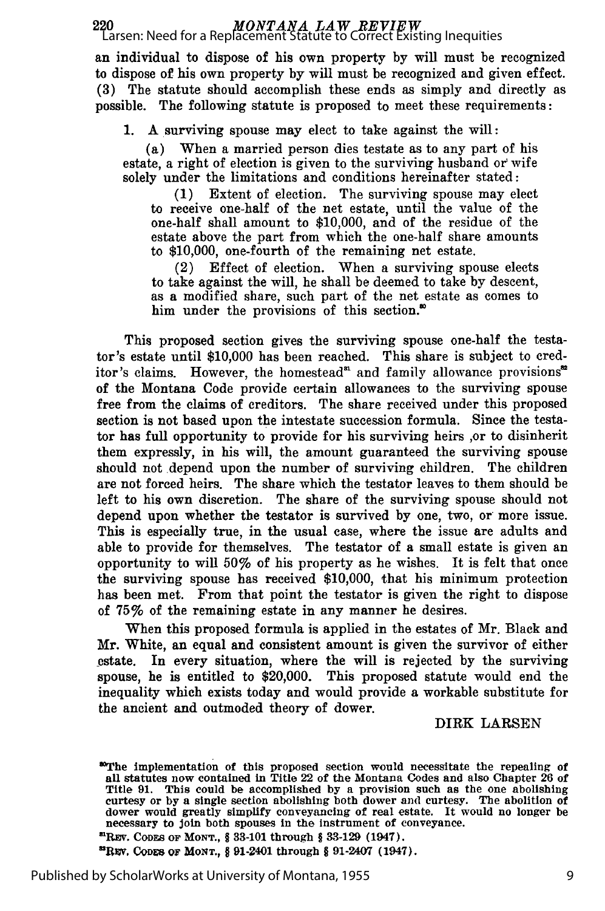an individual to dispose of his own property by will must be recognized to dispose of his own property by will must be recognized and given effect. (3) The statute should accomplish these ends as simply and directly as possible. The following statute is proposed to meet these requirements:

1. A surviving spouse may elect to take against the will:

    (a) When a married person dies testate as to any part of his estate, a right of election is given to the surviving husband or wife solely under the limitations and conditions hereinafter stated:

    (1) Extent of election. The surviving spouse may elect to receive one-half of the net estate, until the value of the one-half shall amount to $10,000, and of the residue of the estate above the part from which the one-half share amounts to $10,000, one-fourth of the remaining net estate.

    (2) Effect of election. When a surviving spouse elects to take against the will, he shall be deemed to take by descent, as a modified share, such part of the net estate as comes to him under the provisions of this section.[80]

This proposed section gives the surviving spouse one-half the testator's estate until $10,000 has been reached. This share is subject to creditor's claims. However, the homestead[81] and family allowance provisions[82] of the Montana Code provide certain allowances to the surviving spouse free from the claims of creditors. The share received under this proposed section is not based upon the intestate succession formula. Since the testator has full opportunity to provide for his surviving heirs ,or to disinherit them expressly, in his will, the amount guaranteed the surviving spouse should not depend upon the number of surviving children. The children are not forced heirs. The share which the testator leaves to them should be left to his own discretion. The share of the surviving spouse should not depend upon whether the testator is survived by one, two, or more issue. This is especially true, in the usual case, where the issue are adults and able to provide for themselves. The testator of a small estate is given an opportunity to will 50% of his property as he wishes. It is felt that once the surviving spouse has received $10,000, that his minimum protection has been met. From that point the testator is given the right to dispose of 75% of the remaining estate in any manner he desires.

When this proposed formula is applied in the estates of Mr. Black and Mr. White, an equal and consistent amount is given the survivor of either estate. In every situation, where the will is rejected by the surviving spouse, he is entitled to $20,000. This proposed statute would end the inequality which exists today and would provide a workable substitute for the ancient and outmoded theory of dower.

DIRK LARSEN

[80]The implementation of this proposed section would necessitate the repealing of all statutes now contained in Title 22 of the Montana Codes and also Chapter 26 of Title 91. This could be accomplished by a provision such as the one abolishing curtesy or by a single section abolishing both dower and curtesy. The abolition of dower would greatly simplify conveyancing of real estate. It would no longer be necessary to join both spouses in the instrument of conveyance.

[81]REV. CODES OF MONT., § 33-101 through § 33-129 (1947).

[82]REV. CODES OF MONT., § 91-2401 through § 91-2407 (1947).